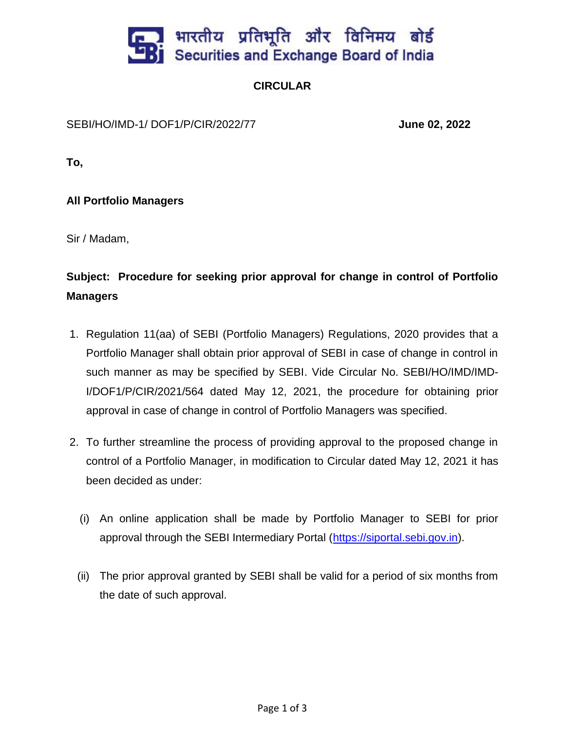भारतीय प्रतिभूति और विनिमय बोर्ड
Securities and Exchange Board of India

# CIRCULAR

SEBI/HO/IMD-1/ DOF1/P/CIR/2022/77 **June 02, 2022**

**To,**

**All Portfolio Managers**

Sir / Madam,

**Subject: Procedure for seeking prior approval for change in control of Portfolio Managers**

1. Regulation 11(aa) of SEBI (Portfolio Managers) Regulations, 2020 provides that a Portfolio Manager shall obtain prior approval of SEBI in case of change in control in such manner as may be specified by SEBI. Vide Circular No. SEBI/HO/IMD/IMD-I/DOF1/P/CIR/2021/564 dated May 12, 2021, the procedure for obtaining prior approval in case of change in control of Portfolio Managers was specified.

2. To further streamline the process of providing approval to the proposed change in control of a Portfolio Manager, in modification to Circular dated May 12, 2021 it has been decided as under:

   (i) An online application shall be made by Portfolio Manager to SEBI for prior approval through the SEBI Intermediary Portal (https://siportal.sebi.gov.in).

   (ii) The prior approval granted by SEBI shall be valid for a period of six months from the date of such approval.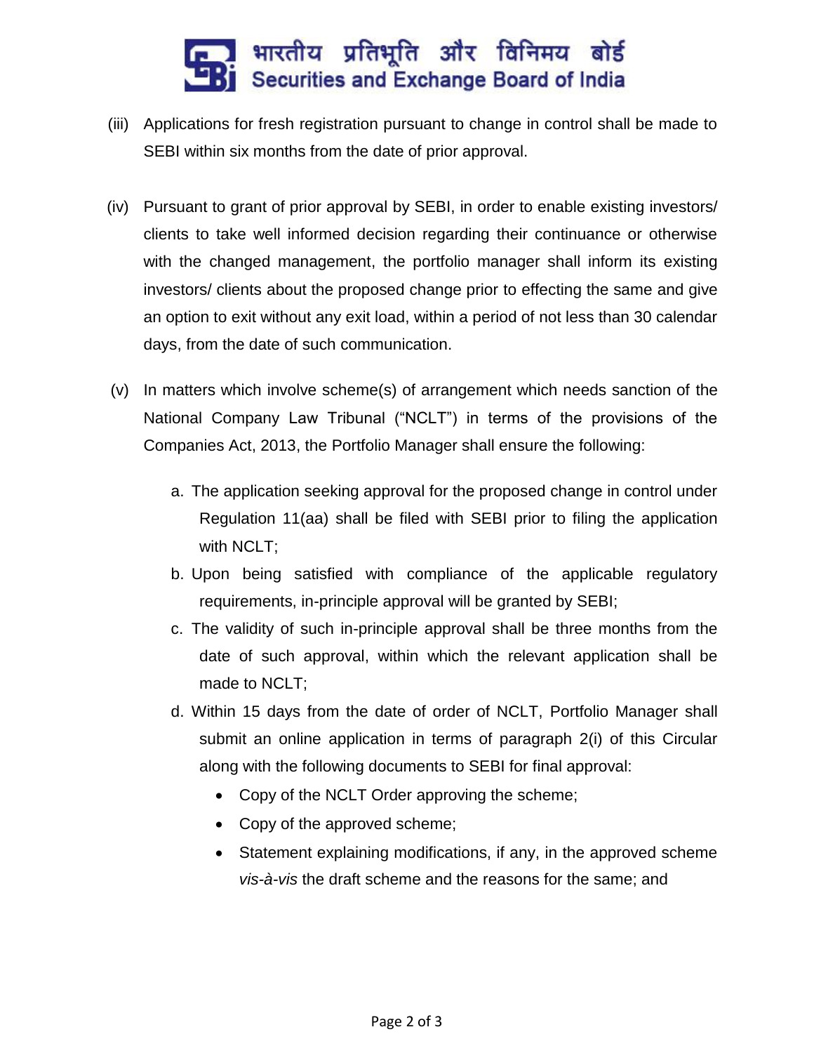(iii) Applications for fresh registration pursuant to change in control shall be made to SEBI within six months from the date of prior approval.

(iv) Pursuant to grant of prior approval by SEBI, in order to enable existing investors/ clients to take well informed decision regarding their continuance or otherwise with the changed management, the portfolio manager shall inform its existing investors/ clients about the proposed change prior to effecting the same and give an option to exit without any exit load, within a period of not less than 30 calendar days, from the date of such communication.

(v) In matters which involve scheme(s) of arrangement which needs sanction of the National Company Law Tribunal ("NCLT") in terms of the provisions of the Companies Act, 2013, the Portfolio Manager shall ensure the following:

   a. The application seeking approval for the proposed change in control under Regulation 11(aa) shall be filed with SEBI prior to filing the application with NCLT;
   
   b. Upon being satisfied with compliance of the applicable regulatory requirements, in-principle approval will be granted by SEBI;
   
   c. The validity of such in-principle approval shall be three months from the date of such approval, within which the relevant application shall be made to NCLT;
   
   d. Within 15 days from the date of order of NCLT, Portfolio Manager shall submit an online application in terms of paragraph 2(i) of this Circular along with the following documents to SEBI for final approval:
   
      - Copy of the NCLT Order approving the scheme;
      - Copy of the approved scheme;
      - Statement explaining modifications, if any, in the approved scheme *vis-à-vis* the draft scheme and the reasons for the same; and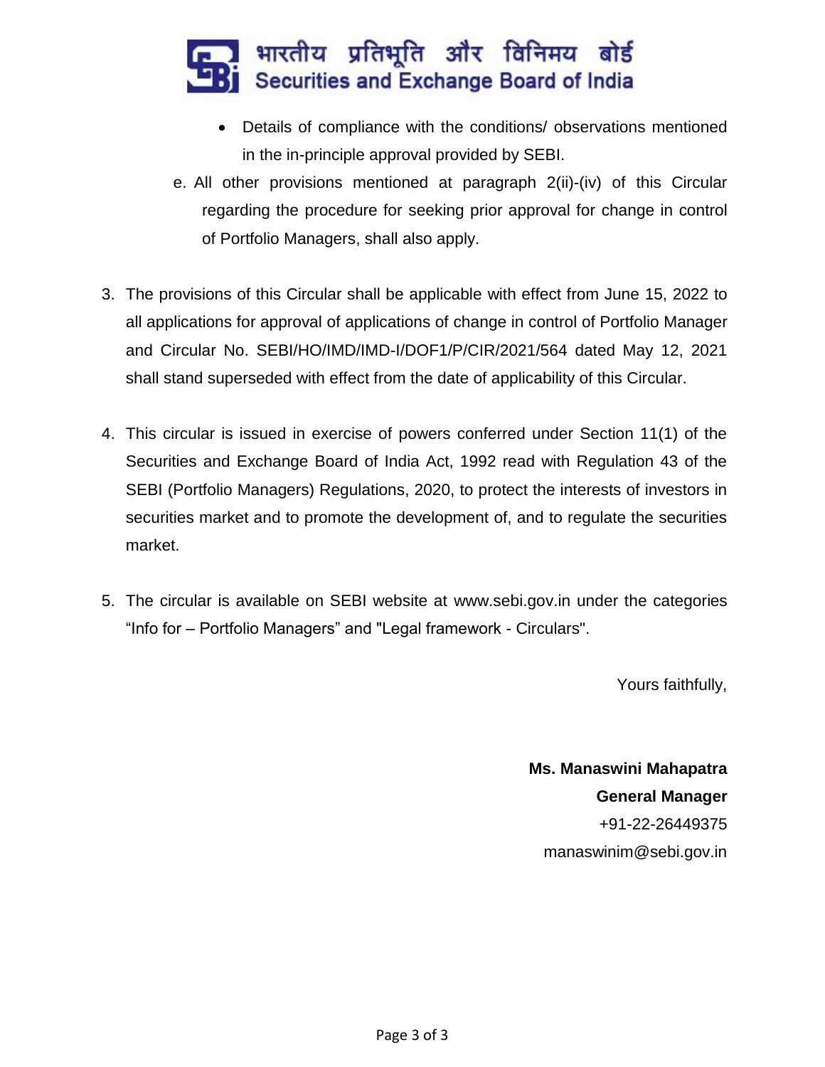- Details of compliance with the conditions/ observations mentioned in the in-principle approval provided by SEBI.

e. All other provisions mentioned at paragraph 2(ii)-(iv) of this Circular regarding the procedure for seeking prior approval for change in control of Portfolio Managers, shall also apply.

3. The provisions of this Circular shall be applicable with effect from June 15, 2022 to all applications for approval of applications of change in control of Portfolio Manager and Circular No. SEBI/HO/IMD/IMD-I/DOF1/P/CIR/2021/564 dated May 12, 2021 shall stand superseded with effect from the date of applicability of this Circular.

4. This circular is issued in exercise of powers conferred under Section 11(1) of the Securities and Exchange Board of India Act, 1992 read with Regulation 43 of the SEBI (Portfolio Managers) Regulations, 2020, to protect the interests of investors in securities market and to promote the development of, and to regulate the securities market.

5. The circular is available on SEBI website at www.sebi.gov.in under the categories "Info for – Portfolio Managers" and "Legal framework - Circulars".

Yours faithfully,

**Ms. Manaswini Mahapatra**
**General Manager**
+91-22-26449375
manaswinim@sebi.gov.in